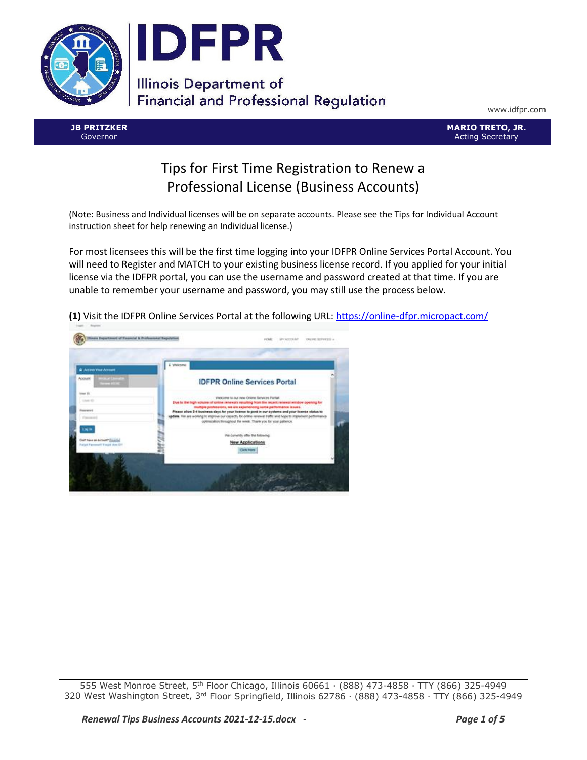# IDFPR

Illinois Department of Financial and Professional Regulation

www.idfpr.com

**JB PRITZKER**
Governor

**MARIO TRETO, JR.**
Acting Secretary

## Tips for First Time Registration to Renew a Professional License (Business Accounts)

(Note: Business and Individual licenses will be on separate accounts. Please see the Tips for Individual Account instruction sheet for help renewing an Individual license.)

For most licensees this will be the first time logging into your IDFPR Online Services Portal Account. You will need to Register and MATCH to your existing business license record. If you applied for your initial license via the IDFPR portal, you can use the username and password created at that time. If you are unable to remember your username and password, you may still use the process below.

**(1)** Visit the IDFPR Online Services Portal at the following URL: [https://online-dfpr.micropact.com/](https://online-dfpr.micropact.com/)

555 West Monroe Street, 5th Floor Chicago, Illinois 60661 · (888) 473-4858 · TTY (866) 325-4949
320 West Washington Street, 3rd Floor Springfield, Illinois 62786 · (888) 473-4858 · TTY (866) 325-4949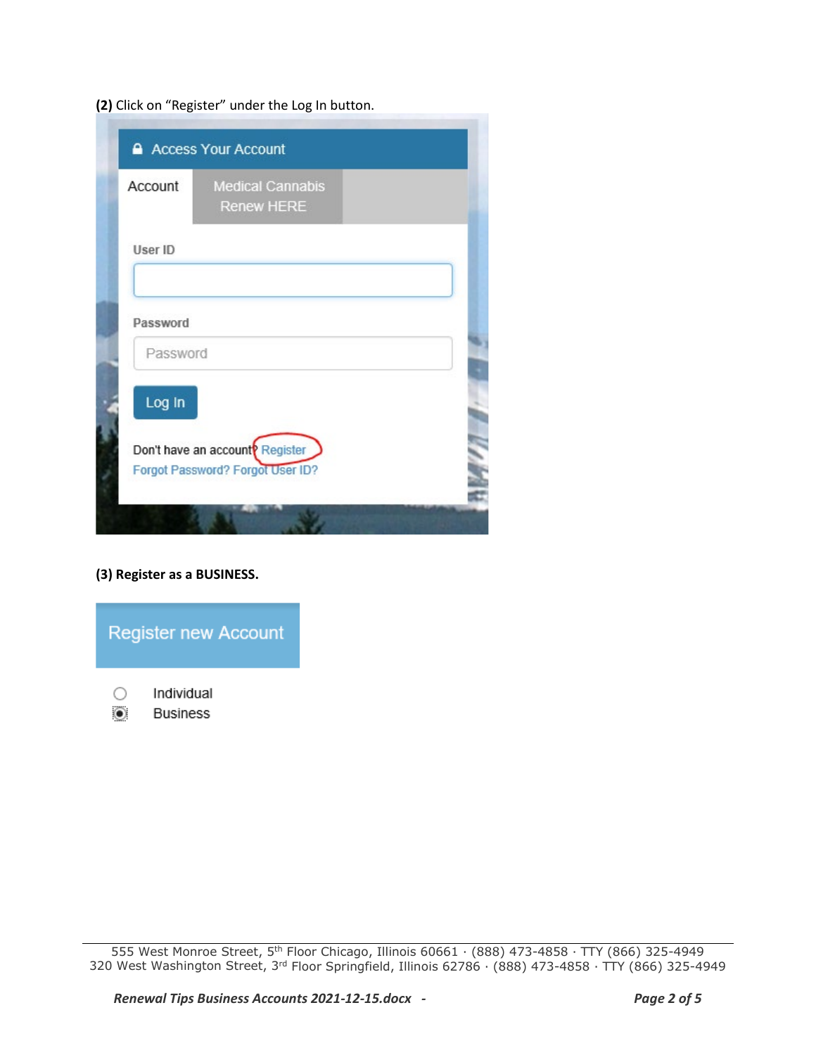**(2)** Click on “Register” under the Log In button.

**(3) Register as a BUSINESS.**

555 West Monroe Street, 5th Floor Chicago, Illinois 60661 · (888) 473-4858 · TTY (866) 325-4949
320 West Washington Street, 3rd Floor Springfield, Illinois 62786 · (888) 473-4858 · TTY (866) 325-4949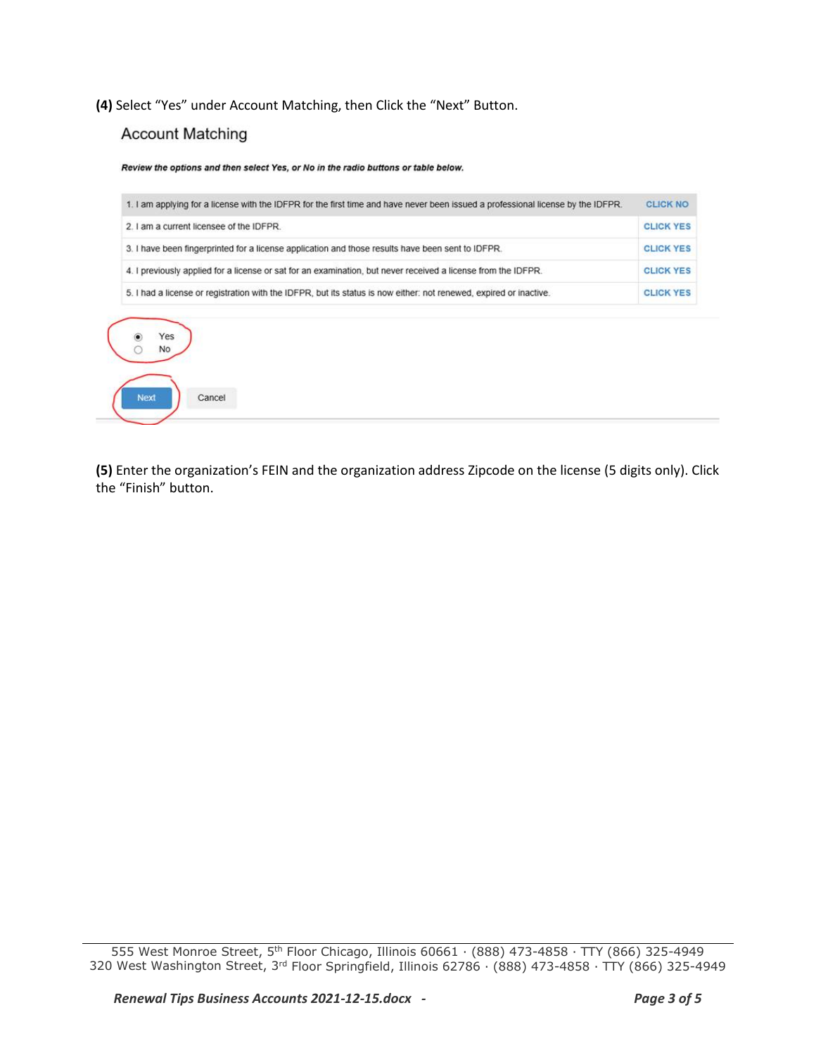**(4)** Select "Yes" under Account Matching, then Click the "Next" Button.

Account Matching

***Review the options and then select Yes, or No in the radio buttons or table below.***

| | |
|---|---|
| 1. I am applying for a license with the IDFPR for the first time and have never been issued a professional license by the IDFPR. | CLICK NO |
| 2. I am a current licensee of the IDFPR. | CLICK YES |
| 3. I have been fingerprinted for a license application and those results have been sent to IDFPR. | CLICK YES |
| 4. I previously applied for a license or sat for an examination, but never received a license from the IDFPR. | CLICK YES |
| 5. I had a license or registration with the IDFPR, but its status is now either: not renewed, expired or inactive. | CLICK YES |

- (●) Yes
- ( ) No

Next | Cancel

**(5)** Enter the organization's FEIN and the organization address Zipcode on the license (5 digits only). Click the "Finish" button.

555 West Monroe Street, 5th Floor Chicago, Illinois 60661 · (888) 473-4858 · TTY (866) 325-4949
320 West Washington Street, 3rd Floor Springfield, Illinois 62786 · (888) 473-4858 · TTY (866) 325-4949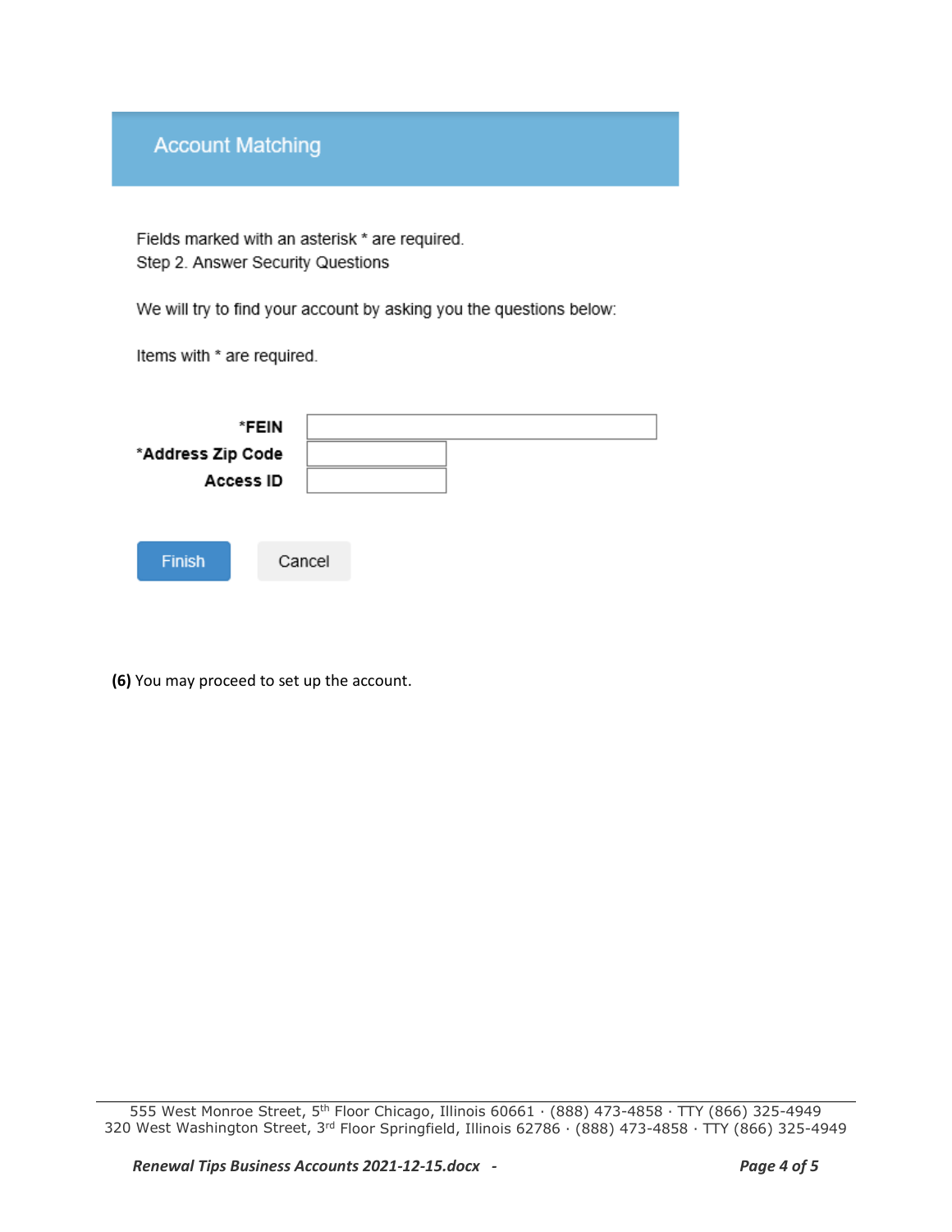## Account Matching

Fields marked with an asterisk * are required.
Step 2. Answer Security Questions

We will try to find your account by asking you the questions below:

Items with * are required.

| | |
|---|---|
| ***FEIN** | |
| ***Address Zip Code** | |
| **Access ID** | |

Finish | Cancel

**(6)** You may proceed to set up the account.

555 West Monroe Street, 5th Floor Chicago, Illinois 60661 · (888) 473-4858 · TTY (866) 325-4949
320 West Washington Street, 3rd Floor Springfield, Illinois 62786 · (888) 473-4858 · TTY (866) 325-4949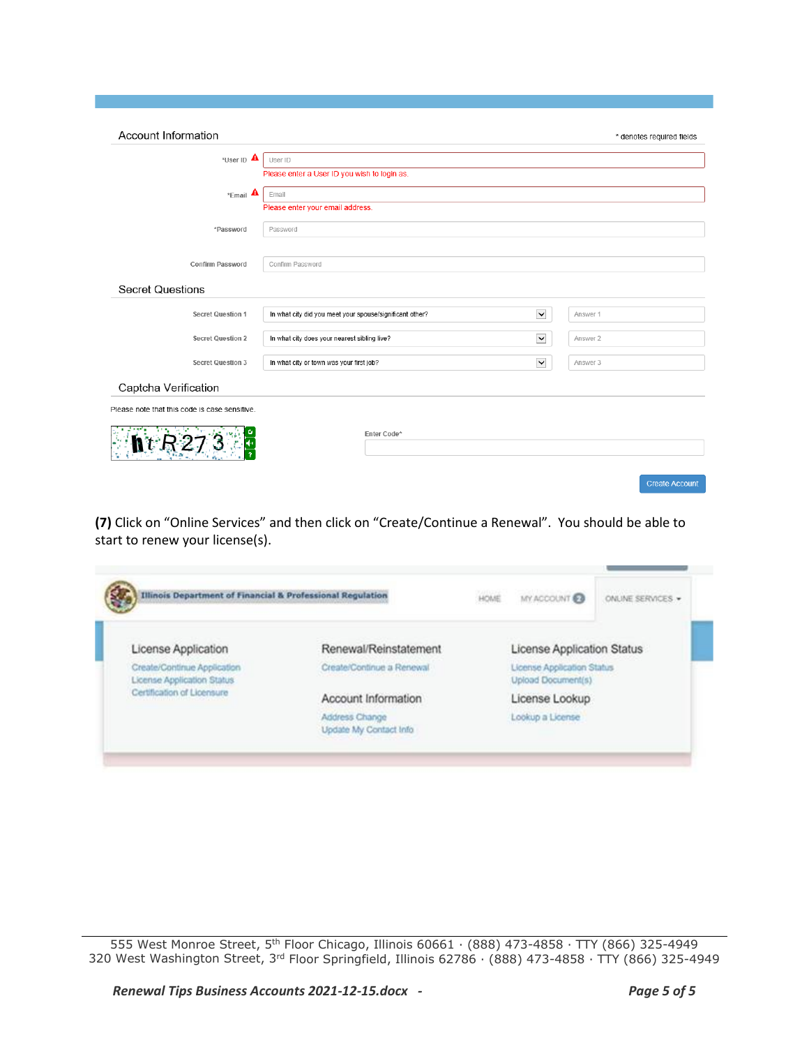Account Information

\* denotes required fields

\*User ID — User ID
Please enter a User ID you wish to login as.

\*Email — Email
Please enter your email address.

\*Password — Password

Confirm Password — Confirm Password

Secret Questions

Secret Question 1 — In what city did you meet your spouse/significant other? — Answer 1

Secret Question 2 — In what city does your nearest sibling live? — Answer 2

Secret Question 3 — In what city or town was your first job? — Answer 3

Captcha Verification

Please note that this code is case sensitive.

Enter Code\*

Create Account

**(7)** Click on "Online Services" and then click on "Create/Continue a Renewal". You should be able to start to renew your license(s).

Illinois Department of Financial & Professional Regulation

HOME | MY ACCOUNT | ONLINE SERVICES

License Application
- Create/Continue Application
- License Application Status
- Certification of Licensure

Renewal/Reinstatement
- Create/Continue a Renewal

Account Information
- Address Change
- Update My Contact Info

License Application Status
- License Application Status
- Upload Document(s)

License Lookup
- Lookup a License

555 West Monroe Street, 5th Floor Chicago, Illinois 60661 · (888) 473-4858 · TTY (866) 325-4949
320 West Washington Street, 3rd Floor Springfield, Illinois 62786 · (888) 473-4858 · TTY (866) 325-4949